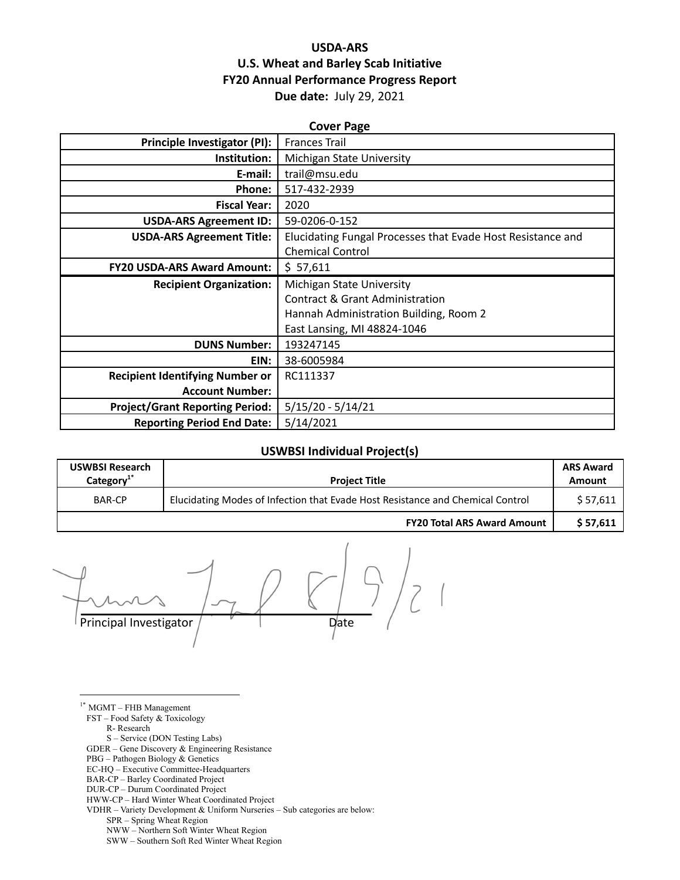# USDA-ARS
# U.S. Wheat and Barley Scab Initiative
# FY20 Annual Performance Progress Report
**Due date:** July 29, 2021

## Cover Page

| | |
|---|---|
| **Principle Investigator (PI):** | Frances Trail |
| **Institution:** | Michigan State University |
| **E-mail:** | trail@msu.edu |
| **Phone:** | 517-432-2939 |
| **Fiscal Year:** | 2020 |
| **USDA-ARS Agreement ID:** | 59-0206-0-152 |
| **USDA-ARS Agreement Title:** | Elucidating Fungal Processes that Evade Host Resistance and Chemical Control |
| **FY20 USDA-ARS Award Amount:** | $ 57,611 |
| **Recipient Organization:** | Michigan State University<br>Contract & Grant Administration<br>Hannah Administration Building, Room 2<br>East Lansing, MI 48824-1046 |
| **DUNS Number:** | 193247145 |
| **EIN:** | 38-6005984 |
| **Recipient Identifying Number or Account Number:** | RC111337 |
| **Project/Grant Reporting Period:** | 5/15/20 - 5/14/21 |
| **Reporting Period End Date:** | 5/14/2021 |

## USWBSI Individual Project(s)

| USWBSI Research Category[1*] | Project Title | ARS Award Amount |
|---|---|---|
| BAR-CP | Elucidating Modes of Infection that Evade Host Resistance and Chemical Control | $ 57,611 |
| | **FY20 Total ARS Award Amount** | **$ 57,611** |

Principal Investigator Date 8/9/21

---

[1*] MGMT – FHB Management
FST – Food Safety & Toxicology
  R- Research
  S – Service (DON Testing Labs)
GDER – Gene Discovery & Engineering Resistance
PBG – Pathogen Biology & Genetics
EC-HQ – Executive Committee-Headquarters
BAR-CP – Barley Coordinated Project
DUR-CP – Durum Coordinated Project
HWW-CP – Hard Winter Wheat Coordinated Project
VDHR – Variety Development & Uniform Nurseries – Sub categories are below:
  SPR – Spring Wheat Region
  NWW – Northern Soft Winter Wheat Region
  SWW – Southern Soft Red Winter Wheat Region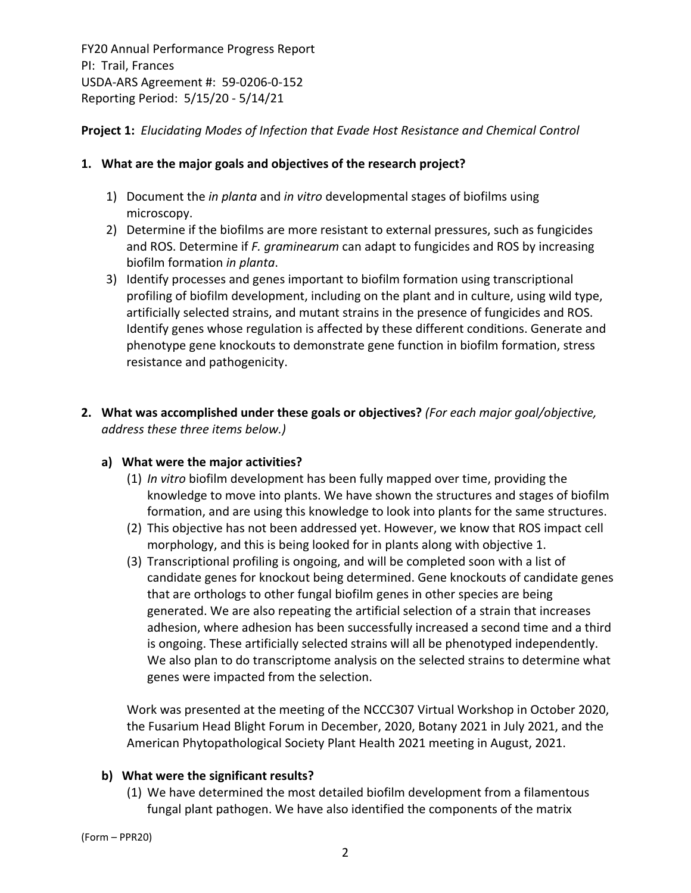FY20 Annual Performance Progress Report
PI: Trail, Frances
USDA-ARS Agreement #: 59-0206-0-152
Reporting Period: 5/15/20 - 5/14/21

**Project 1:** *Elucidating Modes of Infection that Evade Host Resistance and Chemical Control*

## 1. What are the major goals and objectives of the research project?

1) Document the *in planta* and *in vitro* developmental stages of biofilms using microscopy.
2) Determine if the biofilms are more resistant to external pressures, such as fungicides and ROS. Determine if *F. graminearum* can adapt to fungicides and ROS by increasing biofilm formation *in planta*.
3) Identify processes and genes important to biofilm formation using transcriptional profiling of biofilm development, including on the plant and in culture, using wild type, artificially selected strains, and mutant strains in the presence of fungicides and ROS. Identify genes whose regulation is affected by these different conditions. Generate and phenotype gene knockouts to demonstrate gene function in biofilm formation, stress resistance and pathogenicity.

## 2. What was accomplished under these goals or objectives? *(For each major goal/objective, address these three items below.)*

### a) What were the major activities?

(1) *In vitro* biofilm development has been fully mapped over time, providing the knowledge to move into plants. We have shown the structures and stages of biofilm formation, and are using this knowledge to look into plants for the same structures.

(2) This objective has not been addressed yet. However, we know that ROS impact cell morphology, and this is being looked for in plants along with objective 1.

(3) Transcriptional profiling is ongoing, and will be completed soon with a list of candidate genes for knockout being determined. Gene knockouts of candidate genes that are orthologs to other fungal biofilm genes in other species are being generated. We are also repeating the artificial selection of a strain that increases adhesion, where adhesion has been successfully increased a second time and a third is ongoing. These artificially selected strains will all be phenotyped independently. We also plan to do transcriptome analysis on the selected strains to determine what genes were impacted from the selection.

Work was presented at the meeting of the NCCC307 Virtual Workshop in October 2020, the Fusarium Head Blight Forum in December, 2020, Botany 2021 in July 2021, and the American Phytopathological Society Plant Health 2021 meeting in August, 2021.

### b) What were the significant results?

(1) We have determined the most detailed biofilm development from a filamentous fungal plant pathogen. We have also identified the components of the matrix

(Form – PPR20)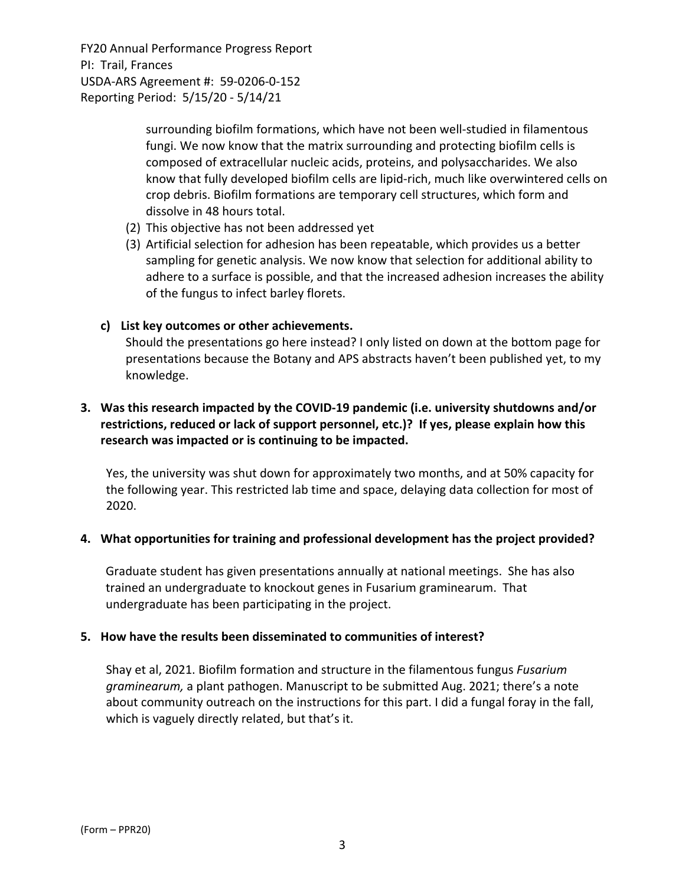surrounding biofilm formations, which have not been well-studied in filamentous fungi. We now know that the matrix surrounding and protecting biofilm cells is composed of extracellular nucleic acids, proteins, and polysaccharides. We also know that fully developed biofilm cells are lipid-rich, much like overwintered cells on crop debris. Biofilm formations are temporary cell structures, which form and dissolve in 48 hours total.

(2) This objective has not been addressed yet

(3) Artificial selection for adhesion has been repeatable, which provides us a better sampling for genetic analysis. We now know that selection for additional ability to adhere to a surface is possible, and that the increased adhesion increases the ability of the fungus to infect barley florets.

**c) List key outcomes or other achievements.**

Should the presentations go here instead? I only listed on down at the bottom page for presentations because the Botany and APS abstracts haven't been published yet, to my knowledge.

**3. Was this research impacted by the COVID-19 pandemic (i.e. university shutdowns and/or restrictions, reduced or lack of support personnel, etc.)? If yes, please explain how this research was impacted or is continuing to be impacted.**

Yes, the university was shut down for approximately two months, and at 50% capacity for the following year. This restricted lab time and space, delaying data collection for most of 2020.

**4. What opportunities for training and professional development has the project provided?**

Graduate student has given presentations annually at national meetings. She has also trained an undergraduate to knockout genes in Fusarium graminearum. That undergraduate has been participating in the project.

**5. How have the results been disseminated to communities of interest?**

Shay et al, 2021. Biofilm formation and structure in the filamentous fungus *Fusarium graminearum,* a plant pathogen. Manuscript to be submitted Aug. 2021; there's a note about community outreach on the instructions for this part. I did a fungal foray in the fall, which is vaguely directly related, but that's it.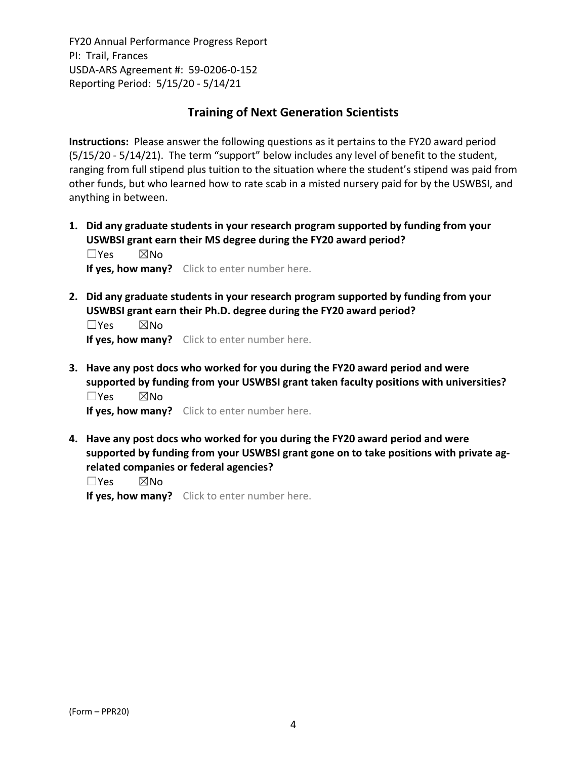## Training of Next Generation Scientists

**Instructions:** Please answer the following questions as it pertains to the FY20 award period (5/15/20 - 5/14/21). The term "support" below includes any level of benefit to the student, ranging from full stipend plus tuition to the situation where the student's stipend was paid from other funds, but who learned how to rate scab in a misted nursery paid for by the USWBSI, and anything in between.

1. **Did any graduate students in your research program supported by funding from your USWBSI grant earn their MS degree during the FY20 award period?**
   ☐Yes ☒No
   **If yes, how many?** Click to enter number here.

2. **Did any graduate students in your research program supported by funding from your USWBSI grant earn their Ph.D. degree during the FY20 award period?**
   ☐Yes ☒No
   **If yes, how many?** Click to enter number here.

3. **Have any post docs who worked for you during the FY20 award period and were supported by funding from your USWBSI grant taken faculty positions with universities?**
   ☐Yes ☒No
   **If yes, how many?** Click to enter number here.

4. **Have any post docs who worked for you during the FY20 award period and were supported by funding from your USWBSI grant gone on to take positions with private ag-related companies or federal agencies?**
   ☐Yes ☒No
   **If yes, how many?** Click to enter number here.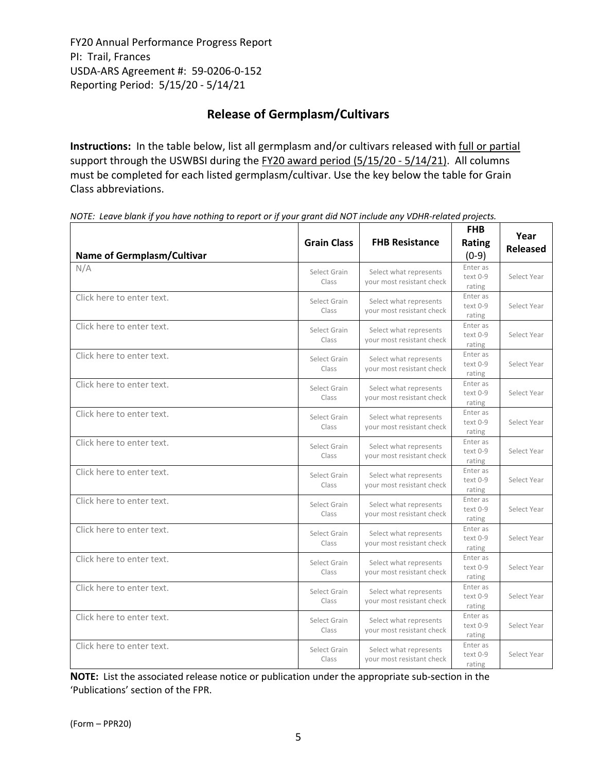FY20 Annual Performance Progress Report
PI: Trail, Frances
USDA-ARS Agreement #: 59-0206-0-152
Reporting Period: 5/15/20 - 5/14/21

## Release of Germplasm/Cultivars

**Instructions:** In the table below, list all germplasm and/or cultivars released with full or partial support through the USWBSI during the FY20 award period (5/15/20 - 5/14/21). All columns must be completed for each listed germplasm/cultivar. Use the key below the table for Grain Class abbreviations.

*NOTE: Leave blank if you have nothing to report or if your grant did NOT include any VDHR-related projects.*

| Name of Germplasm/Cultivar | Grain Class | FHB Resistance | FHB Rating (0-9) | Year Released |
|---|---|---|---|---|
| N/A | Select Grain Class | Select what represents your most resistant check | Enter as text 0-9 rating | Select Year |
| Click here to enter text. | Select Grain Class | Select what represents your most resistant check | Enter as text 0-9 rating | Select Year |
| Click here to enter text. | Select Grain Class | Select what represents your most resistant check | Enter as text 0-9 rating | Select Year |
| Click here to enter text. | Select Grain Class | Select what represents your most resistant check | Enter as text 0-9 rating | Select Year |
| Click here to enter text. | Select Grain Class | Select what represents your most resistant check | Enter as text 0-9 rating | Select Year |
| Click here to enter text. | Select Grain Class | Select what represents your most resistant check | Enter as text 0-9 rating | Select Year |
| Click here to enter text. | Select Grain Class | Select what represents your most resistant check | Enter as text 0-9 rating | Select Year |
| Click here to enter text. | Select Grain Class | Select what represents your most resistant check | Enter as text 0-9 rating | Select Year |
| Click here to enter text. | Select Grain Class | Select what represents your most resistant check | Enter as text 0-9 rating | Select Year |
| Click here to enter text. | Select Grain Class | Select what represents your most resistant check | Enter as text 0-9 rating | Select Year |
| Click here to enter text. | Select Grain Class | Select what represents your most resistant check | Enter as text 0-9 rating | Select Year |
| Click here to enter text. | Select Grain Class | Select what represents your most resistant check | Enter as text 0-9 rating | Select Year |
| Click here to enter text. | Select Grain Class | Select what represents your most resistant check | Enter as text 0-9 rating | Select Year |
| Click here to enter text. | Select Grain Class | Select what represents your most resistant check | Enter as text 0-9 rating | Select Year |

**NOTE:** List the associated release notice or publication under the appropriate sub-section in the 'Publications' section of the FPR.

(Form – PPR20)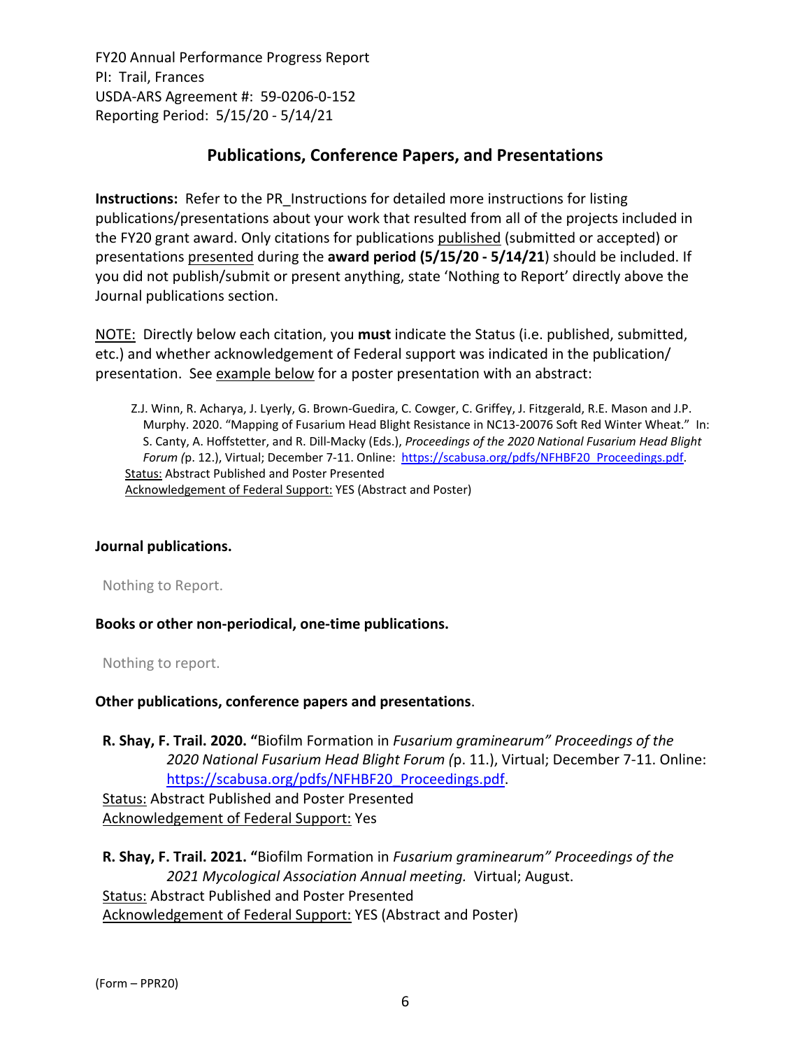FY20 Annual Performance Progress Report
PI: Trail, Frances
USDA-ARS Agreement #: 59-0206-0-152
Reporting Period: 5/15/20 - 5/14/21

## Publications, Conference Papers, and Presentations

**Instructions:** Refer to the PR_Instructions for detailed more instructions for listing publications/presentations about your work that resulted from all of the projects included in the FY20 grant award. Only citations for publications published (submitted or accepted) or presentations presented during the **award period (5/15/20 - 5/14/21)** should be included. If you did not publish/submit or present anything, state 'Nothing to Report' directly above the Journal publications section.

NOTE: Directly below each citation, you **must** indicate the Status (i.e. published, submitted, etc.) and whether acknowledgement of Federal support was indicated in the publication/ presentation. See example below for a poster presentation with an abstract:

> Z.J. Winn, R. Acharya, J. Lyerly, G. Brown-Guedira, C. Cowger, C. Griffey, J. Fitzgerald, R.E. Mason and J.P. Murphy. 2020. "Mapping of Fusarium Head Blight Resistance in NC13-20076 Soft Red Winter Wheat." In: S. Canty, A. Hoffstetter, and R. Dill-Macky (Eds.), *Proceedings of the 2020 National Fusarium Head Blight Forum (*p. 12.), Virtual; December 7-11. Online: https://scabusa.org/pdfs/NFHBF20_Proceedings.pdf.
> Status: Abstract Published and Poster Presented
> Acknowledgement of Federal Support: YES (Abstract and Poster)

**Journal publications.**

Nothing to Report.

**Books or other non-periodical, one-time publications.**

Nothing to report.

**Other publications, conference papers and presentations**.

**R. Shay, F. Trail. 2020. "**Biofilm Formation in *Fusarium graminearum" Proceedings of the 2020 National Fusarium Head Blight Forum (*p. 11.), Virtual; December 7-11. Online: https://scabusa.org/pdfs/NFHBF20_Proceedings.pdf.
Status: Abstract Published and Poster Presented
Acknowledgement of Federal Support: Yes

**R. Shay, F. Trail. 2021. "**Biofilm Formation in *Fusarium graminearum" Proceedings of the 2021 Mycological Association Annual meeting.* Virtual; August.
Status: Abstract Published and Poster Presented
Acknowledgement of Federal Support: YES (Abstract and Poster)

(Form – PPR20)